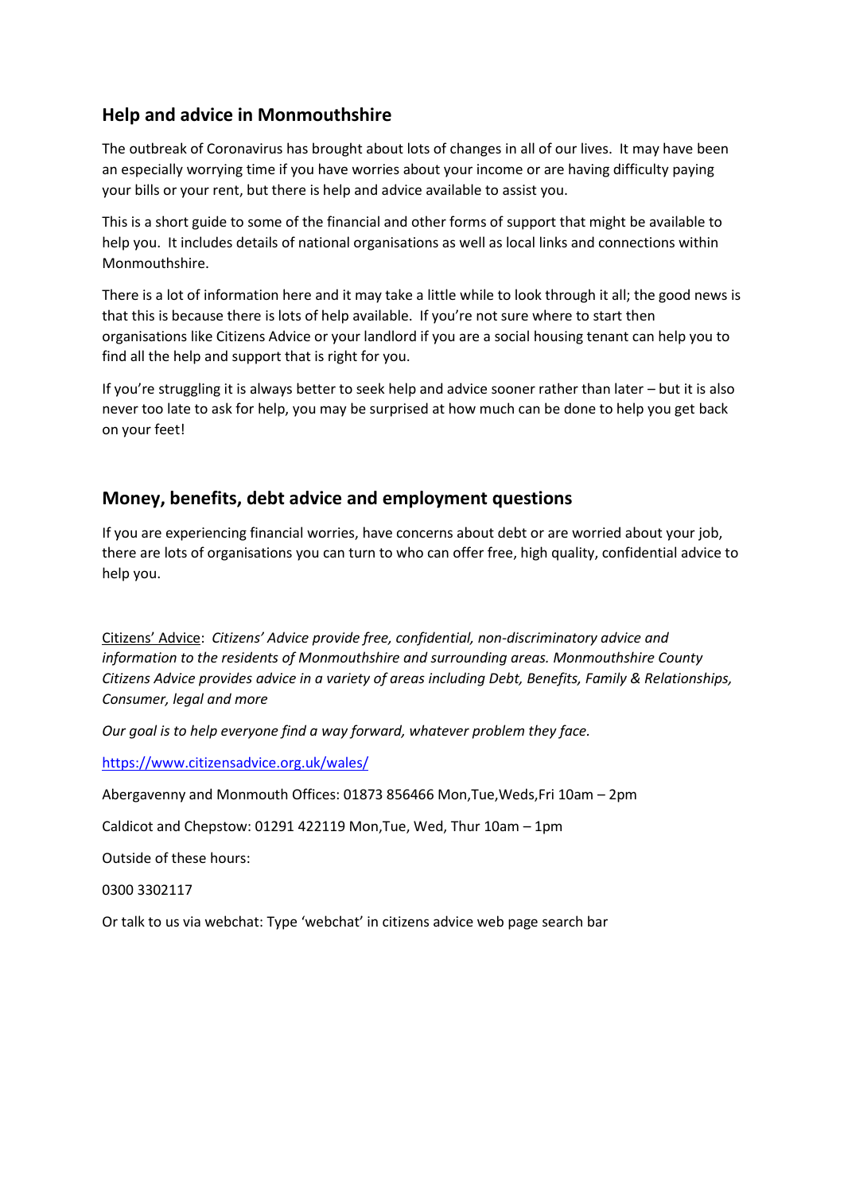## Help and advice in Monmouthshire

The outbreak of Coronavirus has brought about lots of changes in all of our lives. It may have been an especially worrying time if you have worries about your income or are having difficulty paying your bills or your rent, but there is help and advice available to assist you.

This is a short guide to some of the financial and other forms of support that might be available to help you. It includes details of national organisations as well as local links and connections within Monmouthshire.

There is a lot of information here and it may take a little while to look through it all; the good news is that this is because there is lots of help available. If you're not sure where to start then organisations like Citizens Advice or your landlord if you are a social housing tenant can help you to find all the help and support that is right for you.

If you're struggling it is always better to seek help and advice sooner rather than later – but it is also never too late to ask for help, you may be surprised at how much can be done to help you get back on your feet!

## Money, benefits, debt advice and employment questions

If you are experiencing financial worries, have concerns about debt or are worried about your job, there are lots of organisations you can turn to who can offer free, high quality, confidential advice to help you.

Citizens' Advice: *Citizens' Advice provide free, confidential, non-discriminatory advice and information to the residents of Monmouthshire and surrounding areas. Monmouthshire County Citizens Advice provides advice in a variety of areas including Debt, Benefits, Family & Relationships, Consumer, legal and more*

*Our goal is to help everyone find a way forward, whatever problem they face.*

https://www.citizensadvice.org.uk/wales/

Abergavenny and Monmouth Offices: 01873 856466 Mon,Tue,Weds,Fri 10am – 2pm

Caldicot and Chepstow: 01291 422119 Mon,Tue, Wed, Thur 10am – 1pm

Outside of these hours:

0300 3302117

Or talk to us via webchat: Type 'webchat' in citizens advice web page search bar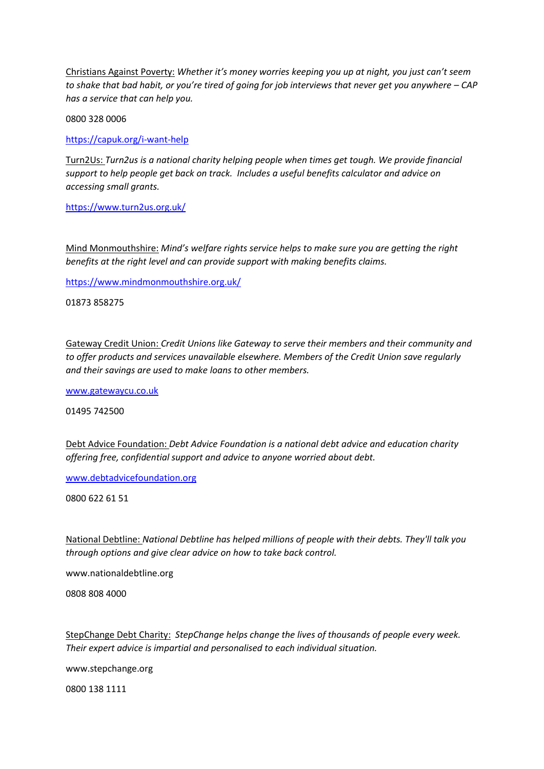Christians Against Poverty: *Whether it's money worries keeping you up at night, you just can't seem to shake that bad habit, or you're tired of going for job interviews that never get you anywhere – CAP has a service that can help you.*

0800 328 0006

[https://capuk.org/i-want-help](https://capuk.org/i-want-help)

Turn2Us: *Turn2us is a national charity helping people when times get tough. We provide financial support to help people get back on track. Includes a useful benefits calculator and advice on accessing small grants.*

[https://www.turn2us.org.uk/](https://www.turn2us.org.uk/)

Mind Monmouthshire: *Mind's welfare rights service helps to make sure you are getting the right benefits at the right level and can provide support with making benefits claims.*

[https://www.mindmonmouthshire.org.uk/](https://www.mindmonmouthshire.org.uk/)

01873 858275

Gateway Credit Union: *Credit Unions like Gateway to serve their members and their community and to offer products and services unavailable elsewhere. Members of the Credit Union save regularly and their savings are used to make loans to other members.*

[www.gatewaycu.co.uk](http://www.gatewaycu.co.uk)

01495 742500

Debt Advice Foundation: *Debt Advice Foundation is a national debt advice and education charity offering free, confidential support and advice to anyone worried about debt.*

[www.debtadvicefoundation.org](http://www.debtadvicefoundation.org)

0800 622 61 51

National Debtline: *National Debtline has helped millions of people with their debts. They'll talk you through options and give clear advice on how to take back control.*

www.nationaldebtline.org

0808 808 4000

StepChange Debt Charity: *StepChange helps change the lives of thousands of people every week. Their expert advice is impartial and personalised to each individual situation.*

www.stepchange.org

0800 138 1111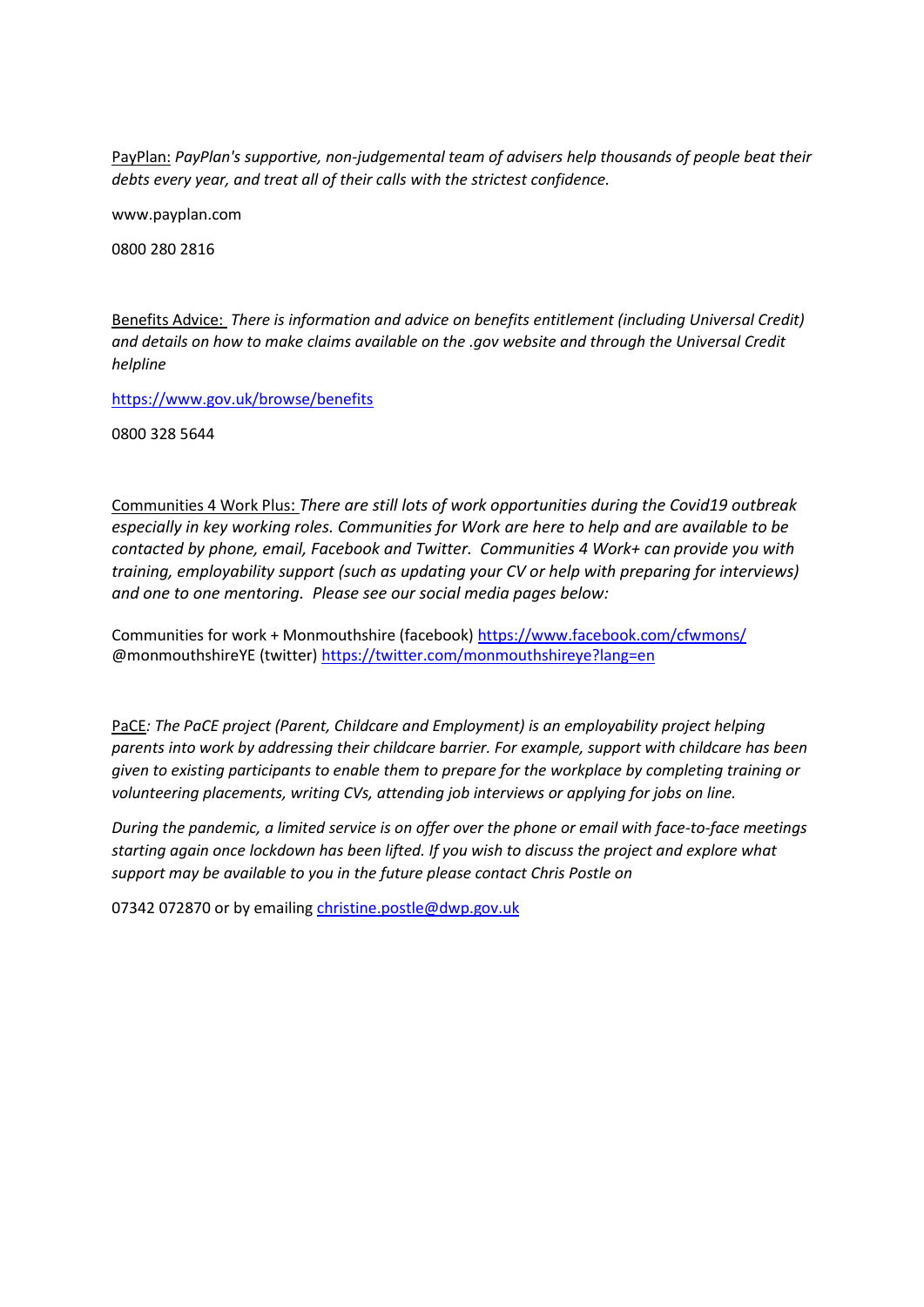PayPlan: *PayPlan's supportive, non-judgemental team of advisers help thousands of people beat their debts every year, and treat all of their calls with the strictest confidence.*

www.payplan.com

0800 280 2816

Benefits Advice: *There is information and advice on benefits entitlement (including Universal Credit) and details on how to make claims available on the .gov website and through the Universal Credit helpline*

https://www.gov.uk/browse/benefits

0800 328 5644

Communities 4 Work Plus: *There are still lots of work opportunities during the Covid19 outbreak especially in key working roles. Communities for Work are here to help and are available to be contacted by phone, email, Facebook and Twitter. Communities 4 Work+ can provide you with training, employability support (such as updating your CV or help with preparing for interviews) and one to one mentoring. Please see our social media pages below:*

Communities for work + Monmouthshire (facebook) https://www.facebook.com/cfwmons/
@monmouthshireYE (twitter) https://twitter.com/monmouthshireye?lang=en

PaCE*: The PaCE project (Parent, Childcare and Employment) is an employability project helping parents into work by addressing their childcare barrier. For example, support with childcare has been given to existing participants to enable them to prepare for the workplace by completing training or volunteering placements, writing CVs, attending job interviews or applying for jobs on line.*

*During the pandemic, a limited service is on offer over the phone or email with face-to-face meetings starting again once lockdown has been lifted. If you wish to discuss the project and explore what support may be available to you in the future please contact Chris Postle on*

07342 072870 or by emailing christine.postle@dwp.gov.uk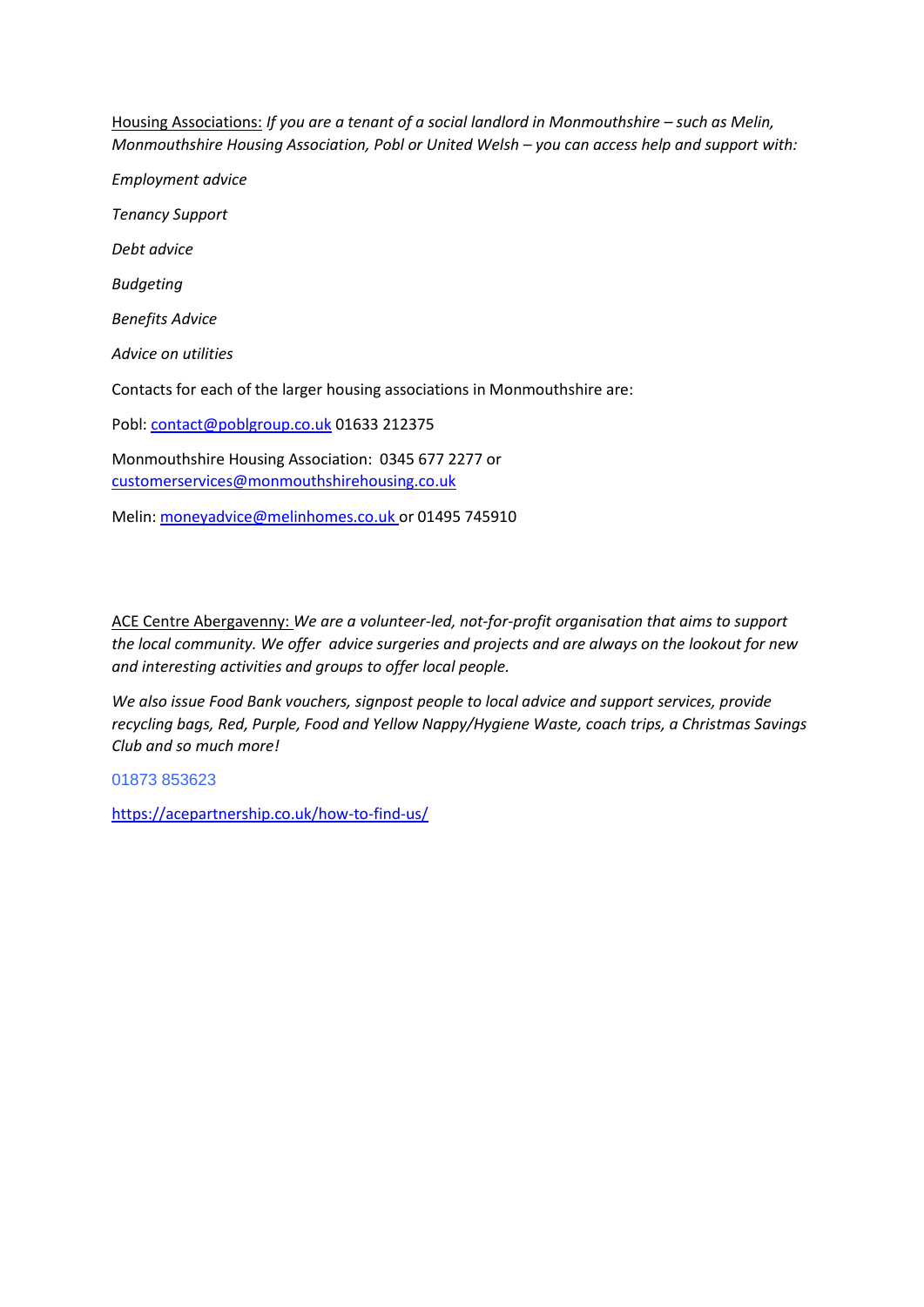Housing Associations: *If you are a tenant of a social landlord in Monmouthshire – such as Melin, Monmouthshire Housing Association, Pobl or United Welsh – you can access help and support with:*

*Employment advice*

*Tenancy Support*

*Debt advice*

*Budgeting*

*Benefits Advice*

*Advice on utilities*

Contacts for each of the larger housing associations in Monmouthshire are:

Pobl: contact@poblgroup.co.uk 01633 212375

Monmouthshire Housing Association: 0345 677 2277 or customerservices@monmouthshirehousing.co.uk

Melin: moneyadvice@melinhomes.co.uk or 01495 745910

ACE Centre Abergavenny: *We are a volunteer-led, not-for-profit organisation that aims to support the local community. We offer advice surgeries and projects and are always on the lookout for new and interesting activities and groups to offer local people.*

*We also issue Food Bank vouchers, signpost people to local advice and support services, provide recycling bags, Red, Purple, Food and Yellow Nappy/Hygiene Waste, coach trips, a Christmas Savings Club and so much more!*

01873 853623

https://acepartnership.co.uk/how-to-find-us/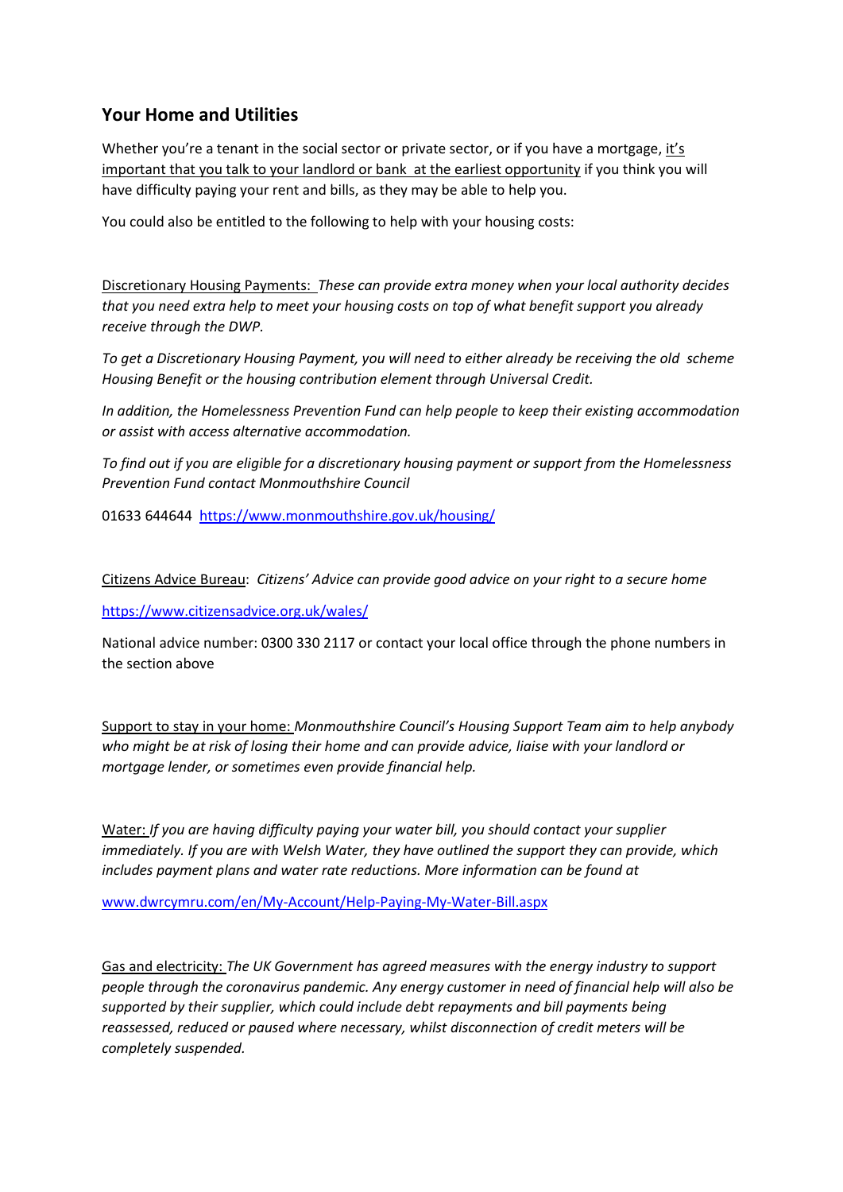## Your Home and Utilities

Whether you're a tenant in the social sector or private sector, or if you have a mortgage, it's important that you talk to your landlord or bank at the earliest opportunity if you think you will have difficulty paying your rent and bills, as they may be able to help you.

You could also be entitled to the following to help with your housing costs:

Discretionary Housing Payments: *These can provide extra money when your local authority decides that you need extra help to meet your housing costs on top of what benefit support you already receive through the DWP.*

*To get a Discretionary Housing Payment, you will need to either already be receiving the old scheme Housing Benefit or the housing contribution element through Universal Credit.*

*In addition, the Homelessness Prevention Fund can help people to keep their existing accommodation or assist with access alternative accommodation.*

*To find out if you are eligible for a discretionary housing payment or support from the Homelessness Prevention Fund contact Monmouthshire Council*

01633 644644 https://www.monmouthshire.gov.uk/housing/

Citizens Advice Bureau: *Citizens' Advice can provide good advice on your right to a secure home*

https://www.citizensadvice.org.uk/wales/

National advice number: 0300 330 2117 or contact your local office through the phone numbers in the section above

Support to stay in your home: *Monmouthshire Council's Housing Support Team aim to help anybody who might be at risk of losing their home and can provide advice, liaise with your landlord or mortgage lender, or sometimes even provide financial help.*

Water: *If you are having difficulty paying your water bill, you should contact your supplier immediately. If you are with Welsh Water, they have outlined the support they can provide, which includes payment plans and water rate reductions. More information can be found at*

www.dwrcymru.com/en/My-Account/Help-Paying-My-Water-Bill.aspx

Gas and electricity: *The UK Government has agreed measures with the energy industry to support people through the coronavirus pandemic. Any energy customer in need of financial help will also be supported by their supplier, which could include debt repayments and bill payments being reassessed, reduced or paused where necessary, whilst disconnection of credit meters will be completely suspended.*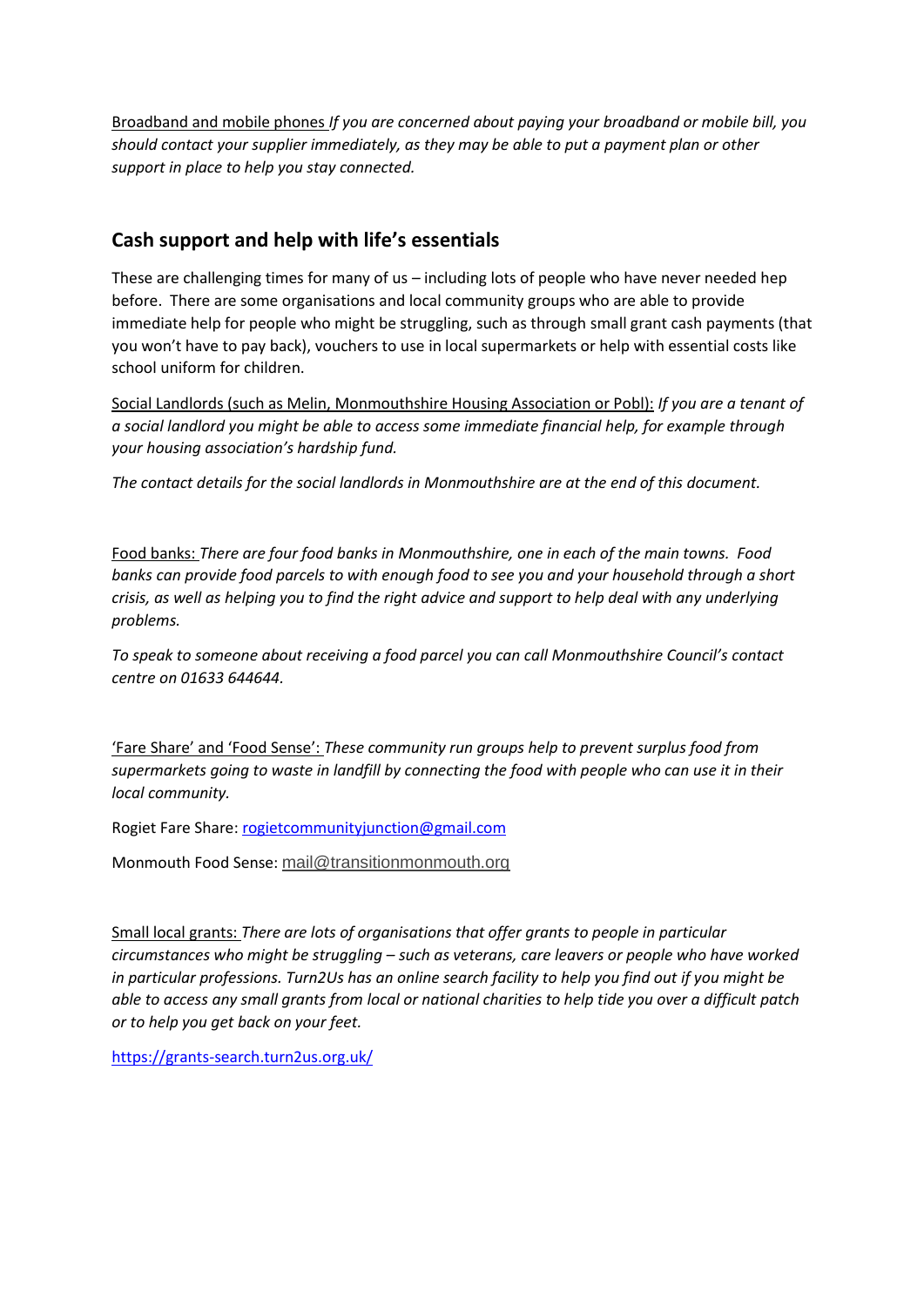<u>Broadband and mobile phones</u> *If you are concerned about paying your broadband or mobile bill, you should contact your supplier immediately, as they may be able to put a payment plan or other support in place to help you stay connected.*

## Cash support and help with life's essentials

These are challenging times for many of us – including lots of people who have never needed hep before. There are some organisations and local community groups who are able to provide immediate help for people who might be struggling, such as through small grant cash payments (that you won't have to pay back), vouchers to use in local supermarkets or help with essential costs like school uniform for children.

<u>Social Landlords (such as Melin, Monmouthshire Housing Association or Pobl):</u> *If you are a tenant of a social landlord you might be able to access some immediate financial help, for example through your housing association's hardship fund.*

*The contact details for the social landlords in Monmouthshire are at the end of this document.*

<u>Food banks:</u> *There are four food banks in Monmouthshire, one in each of the main towns. Food banks can provide food parcels to with enough food to see you and your household through a short crisis, as well as helping you to find the right advice and support to help deal with any underlying problems.*

*To speak to someone about receiving a food parcel you can call Monmouthshire Council's contact centre on 01633 644644.*

<u>'Fare Share' and 'Food Sense':</u> *These community run groups help to prevent surplus food from supermarkets going to waste in landfill by connecting the food with people who can use it in their local community.*

Rogiet Fare Share: rogietcommunityjunction@gmail.com

Monmouth Food Sense: mail@transitionmonmouth.org

<u>Small local grants:</u> *There are lots of organisations that offer grants to people in particular circumstances who might be struggling – such as veterans, care leavers or people who have worked in particular professions. Turn2Us has an online search facility to help you find out if you might be able to access any small grants from local or national charities to help tide you over a difficult patch or to help you get back on your feet.*

https://grants-search.turn2us.org.uk/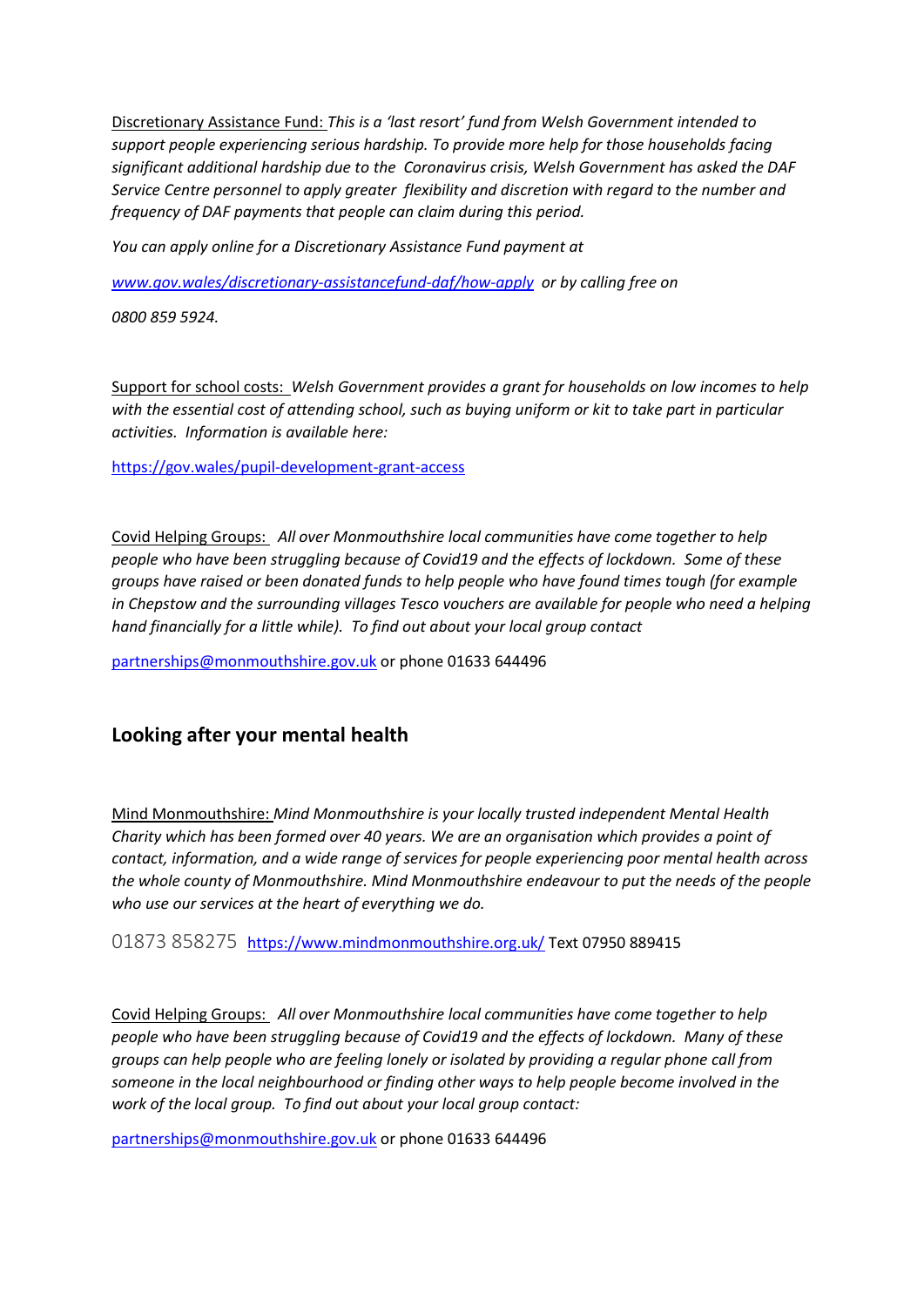Discretionary Assistance Fund: *This is a 'last resort' fund from Welsh Government intended to support people experiencing serious hardship. To provide more help for those households facing significant additional hardship due to the Coronavirus crisis, Welsh Government has asked the DAF Service Centre personnel to apply greater flexibility and discretion with regard to the number and frequency of DAF payments that people can claim during this period.*

*You can apply online for a Discretionary Assistance Fund payment at*

*[www.gov.wales/discretionary-assistancefund-daf/how-apply](www.gov.wales/discretionary-assistancefund-daf/how-apply) or by calling free on*

*0800 859 5924.*

Support for school costs: *Welsh Government provides a grant for households on low incomes to help with the essential cost of attending school, such as buying uniform or kit to take part in particular activities. Information is available here:*

https://gov.wales/pupil-development-grant-access

Covid Helping Groups: *All over Monmouthshire local communities have come together to help people who have been struggling because of Covid19 and the effects of lockdown. Some of these groups have raised or been donated funds to help people who have found times tough (for example in Chepstow and the surrounding villages Tesco vouchers are available for people who need a helping hand financially for a little while). To find out about your local group contact*

partnerships@monmouthshire.gov.uk or phone 01633 644496

## Looking after your mental health

Mind Monmouthshire: *Mind Monmouthshire is your locally trusted independent Mental Health Charity which has been formed over 40 years. We are an organisation which provides a point of contact, information, and a wide range of services for people experiencing poor mental health across the whole county of Monmouthshire. Mind Monmouthshire endeavour to put the needs of the people who use our services at the heart of everything we do.*

01873 858275 https://www.mindmonmouthshire.org.uk/ Text 07950 889415

Covid Helping Groups: *All over Monmouthshire local communities have come together to help people who have been struggling because of Covid19 and the effects of lockdown. Many of these groups can help people who are feeling lonely or isolated by providing a regular phone call from someone in the local neighbourhood or finding other ways to help people become involved in the work of the local group. To find out about your local group contact:*

partnerships@monmouthshire.gov.uk or phone 01633 644496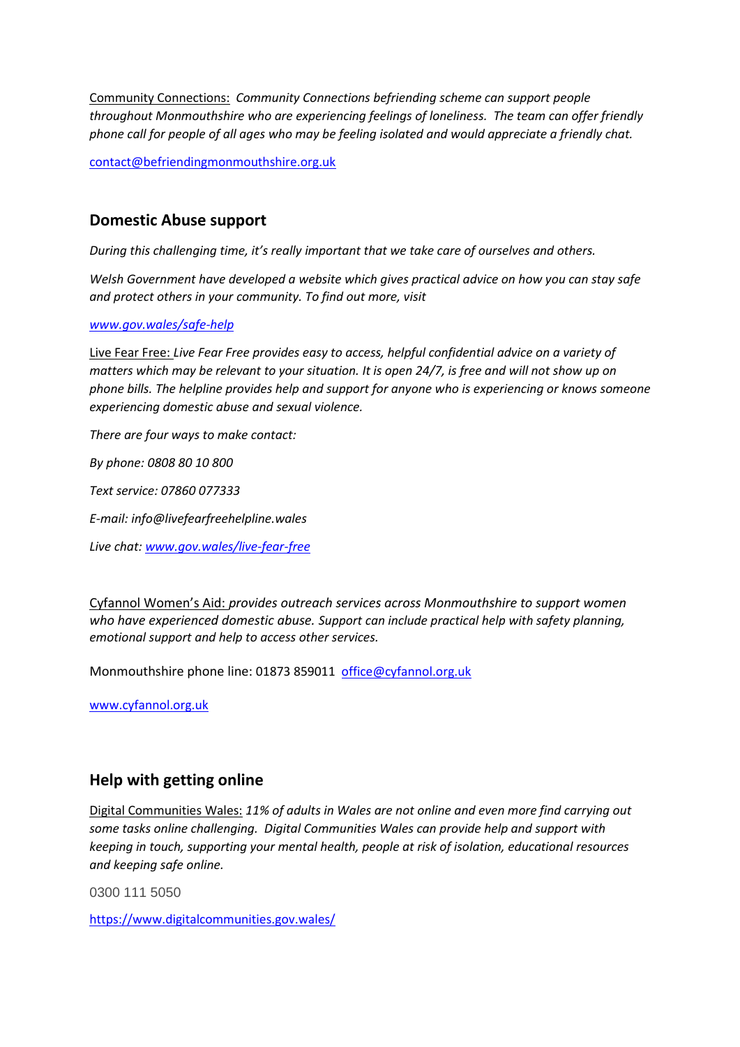Community Connections: *Community Connections befriending scheme can support people throughout Monmouthshire who are experiencing feelings of loneliness. The team can offer friendly phone call for people of all ages who may be feeling isolated and would appreciate a friendly chat.*

contact@befriendingmonmouthshire.org.uk

## Domestic Abuse support

*During this challenging time, it's really important that we take care of ourselves and others.*

*Welsh Government have developed a website which gives practical advice on how you can stay safe and protect others in your community. To find out more, visit*

*www.gov.wales/safe-help*

Live Fear Free: *Live Fear Free provides easy to access, helpful confidential advice on a variety of matters which may be relevant to your situation. It is open 24/7, is free and will not show up on phone bills. The helpline provides help and support for anyone who is experiencing or knows someone experiencing domestic abuse and sexual violence.*

*There are four ways to make contact:*

*By phone: 0808 80 10 800*

*Text service: 07860 077333*

*E-mail: info@livefearfreehelpline.wales*

*Live chat: www.gov.wales/live-fear-free*

Cyfannol Women's Aid: *provides outreach services across Monmouthshire to support women who have experienced domestic abuse. Support can include practical help with safety planning, emotional support and help to access other services.*

Monmouthshire phone line: 01873 859011 office@cyfannol.org.uk

www.cyfannol.org.uk

## Help with getting online

Digital Communities Wales: *11% of adults in Wales are not online and even more find carrying out some tasks online challenging. Digital Communities Wales can provide help and support with keeping in touch, supporting your mental health, people at risk of isolation, educational resources and keeping safe online.*

0300 111 5050

https://www.digitalcommunities.gov.wales/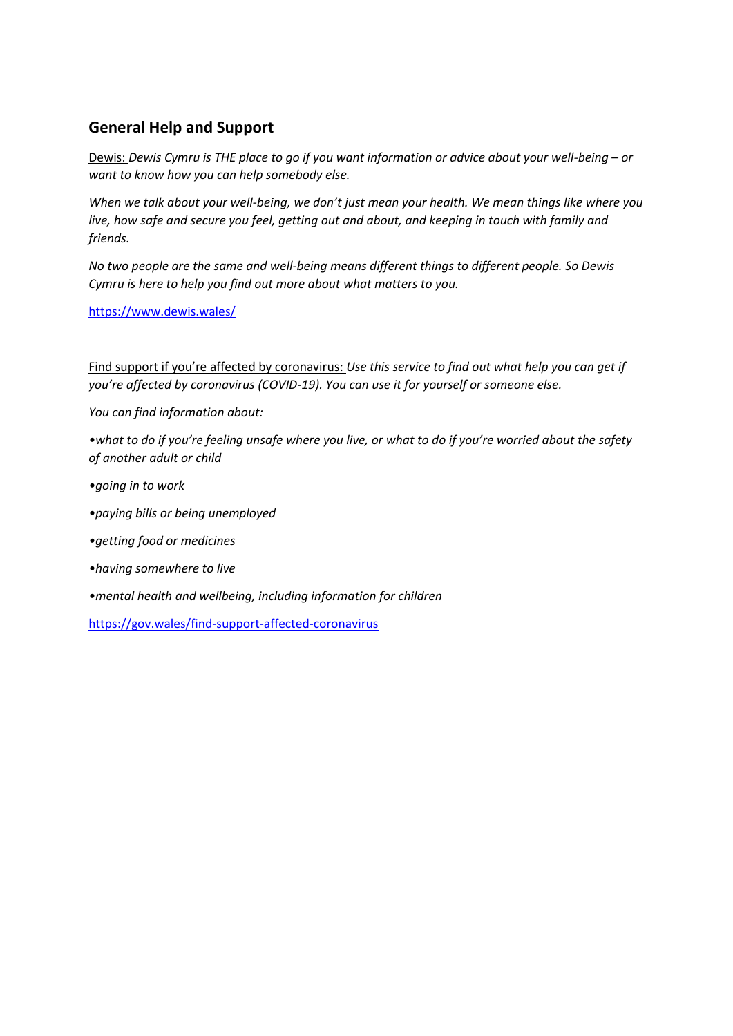## General Help and Support

Dewis: *Dewis Cymru is THE place to go if you want information or advice about your well-being – or want to know how you can help somebody else.*

*When we talk about your well-being, we don't just mean your health. We mean things like where you live, how safe and secure you feel, getting out and about, and keeping in touch with family and friends.*

*No two people are the same and well-being means different things to different people. So Dewis Cymru is here to help you find out more about what matters to you.*

https://www.dewis.wales/

Find support if you're affected by coronavirus: *Use this service to find out what help you can get if you're affected by coronavirus (COVID-19). You can use it for yourself or someone else.*

*You can find information about:*

- *what to do if you're feeling unsafe where you live, or what to do if you're worried about the safety of another adult or child*
- *going in to work*
- *paying bills or being unemployed*
- *getting food or medicines*
- *having somewhere to live*
- *mental health and wellbeing, including information for children*

https://gov.wales/find-support-affected-coronavirus